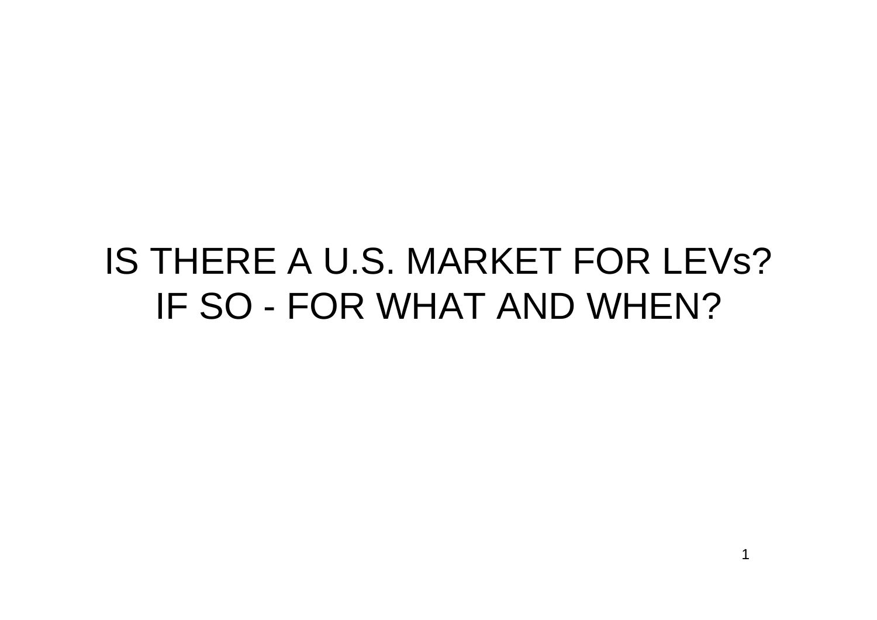# IS THERE A U.S. MARKET FOR LEVs?
# IF SO - FOR WHAT AND WHEN?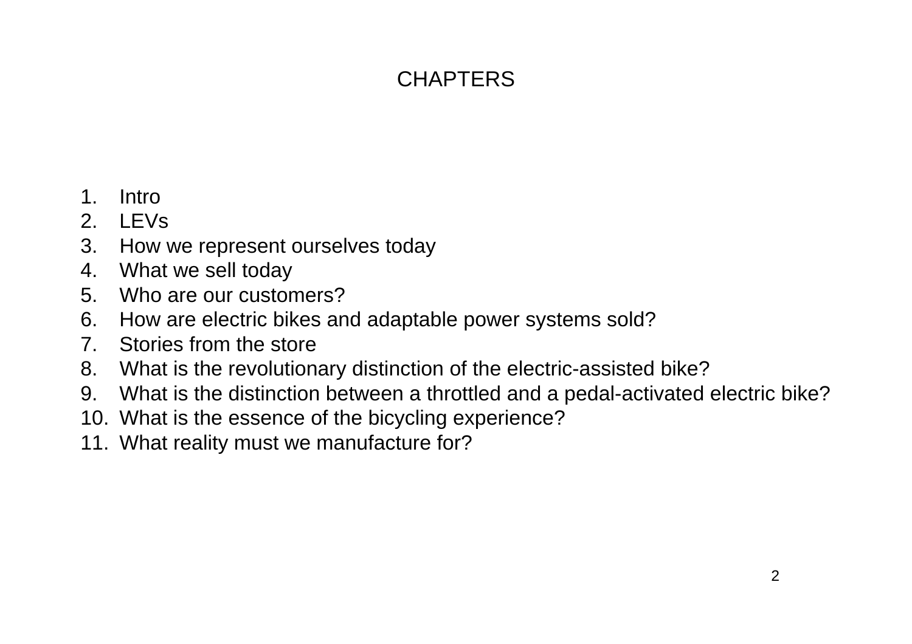# CHAPTERS

1. Intro
2. LEVs
3. How we represent ourselves today
4. What we sell today
5. Who are our customers?
6. How are electric bikes and adaptable power systems sold?
7. Stories from the store
8. What is the revolutionary distinction of the electric-assisted bike?
9. What is the distinction between a throttled and a pedal-activated electric bike?
10. What is the essence of the bicycling experience?
11. What reality must we manufacture for?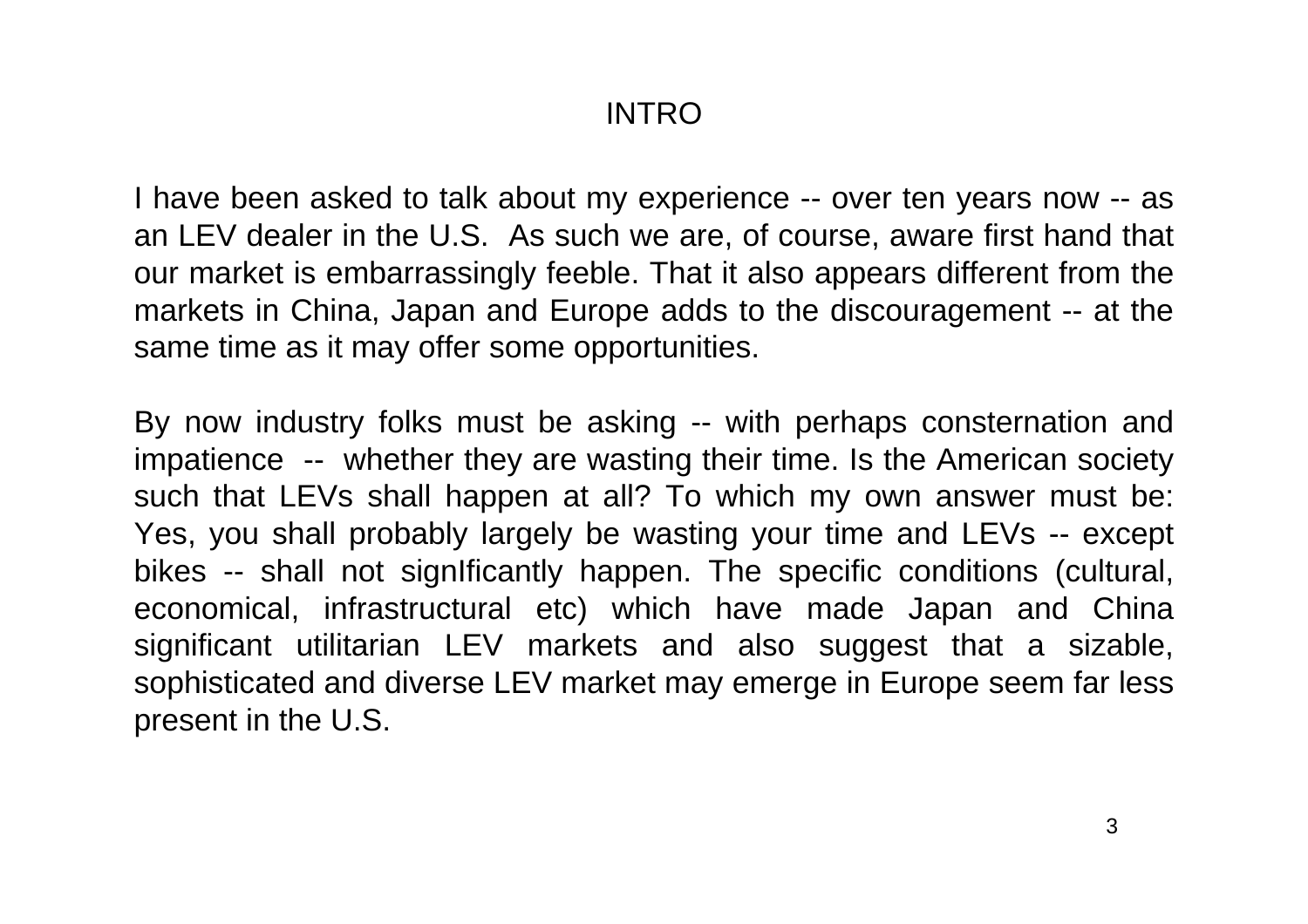# INTRO

I have been asked to talk about my experience -- over ten years now -- as an LEV dealer in the U.S.  As such we are, of course, aware first hand that our market is embarrassingly feeble. That it also appears different from the markets in China, Japan and Europe adds to the discouragement -- at the same time as it may offer some opportunities.

By now industry folks must be asking -- with perhaps consternation and impatience -- whether they are wasting their time. Is the American society such that LEVs shall happen at all? To which my own answer must be: Yes, you shall probably largely be wasting your time and LEVs -- except bikes -- shall not signIficantly happen. The specific conditions (cultural, economical, infrastructural etc) which have made Japan and China significant utilitarian LEV markets and also suggest that a sizable, sophisticated and diverse LEV market may emerge in Europe seem far less present in the U.S.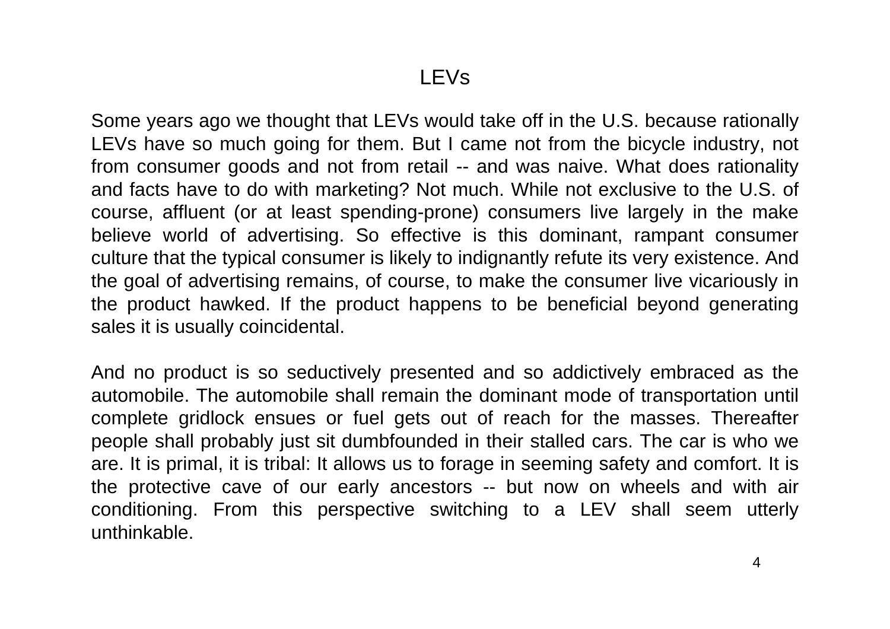# LEVs

Some years ago we thought that LEVs would take off in the U.S. because rationally LEVs have so much going for them. But I came not from the bicycle industry, not from consumer goods and not from retail -- and was naive. What does rationality and facts have to do with marketing? Not much. While not exclusive to the U.S. of course, affluent (or at least spending-prone) consumers live largely in the make believe world of advertising. So effective is this dominant, rampant consumer culture that the typical consumer is likely to indignantly refute its very existence. And the goal of advertising remains, of course, to make the consumer live vicariously in the product hawked. If the product happens to be beneficial beyond generating sales it is usually coincidental.

And no product is so seductively presented and so addictively embraced as the automobile. The automobile shall remain the dominant mode of transportation until complete gridlock ensues or fuel gets out of reach for the masses. Thereafter people shall probably just sit dumbfounded in their stalled cars. The car is who we are. It is primal, it is tribal: It allows us to forage in seeming safety and comfort. It is the protective cave of our early ancestors -- but now on wheels and with air conditioning. From this perspective switching to a LEV shall seem utterly unthinkable.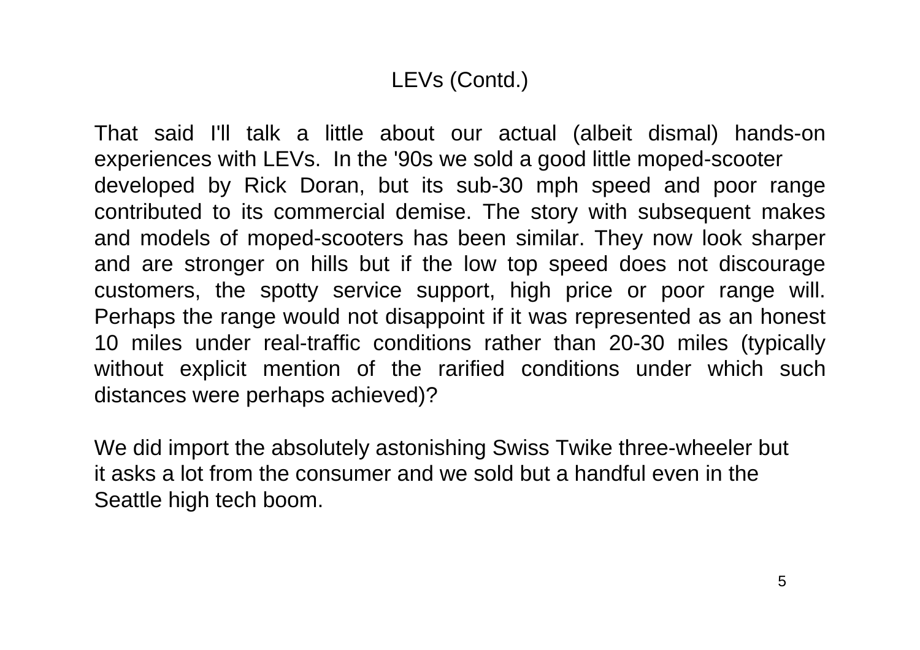# LEVs (Contd.)

That said I'll talk a little about our actual (albeit dismal) hands-on experiences with LEVs. In the '90s we sold a good little moped-scooter developed by Rick Doran, but its sub-30 mph speed and poor range contributed to its commercial demise. The story with subsequent makes and models of moped-scooters has been similar. They now look sharper and are stronger on hills but if the low top speed does not discourage customers, the spotty service support, high price or poor range will. Perhaps the range would not disappoint if it was represented as an honest 10 miles under real-traffic conditions rather than 20-30 miles (typically without explicit mention of the rarified conditions under which such distances were perhaps achieved)?

We did import the absolutely astonishing Swiss Twike three-wheeler but it asks a lot from the consumer and we sold but a handful even in the Seattle high tech boom.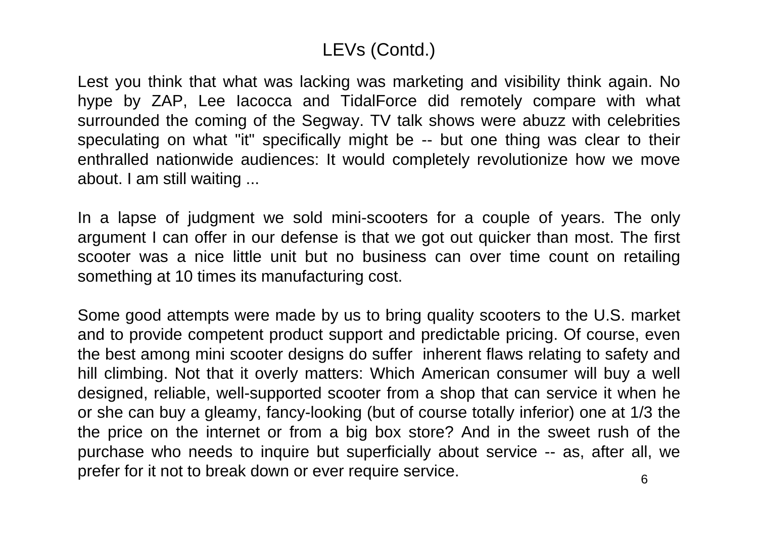# LEVs (Contd.)

Lest you think that what was lacking was marketing and visibility think again. No hype by ZAP, Lee Iacocca and TidalForce did remotely compare with what surrounded the coming of the Segway. TV talk shows were abuzz with celebrities speculating on what "it" specifically might be -- but one thing was clear to their enthralled nationwide audiences: It would completely revolutionize how we move about. I am still waiting ...

In a lapse of judgment we sold mini-scooters for a couple of years. The only argument I can offer in our defense is that we got out quicker than most. The first scooter was a nice little unit but no business can over time count on retailing something at 10 times its manufacturing cost.

Some good attempts were made by us to bring quality scooters to the U.S. market and to provide competent product support and predictable pricing. Of course, even the best among mini scooter designs do suffer inherent flaws relating to safety and hill climbing. Not that it overly matters: Which American consumer will buy a well designed, reliable, well-supported scooter from a shop that can service it when he or she can buy a gleamy, fancy-looking (but of course totally inferior) one at 1/3 the the price on the internet or from a big box store? And in the sweet rush of the purchase who needs to inquire but superficially about service -- as, after all, we prefer for it not to break down or ever require service.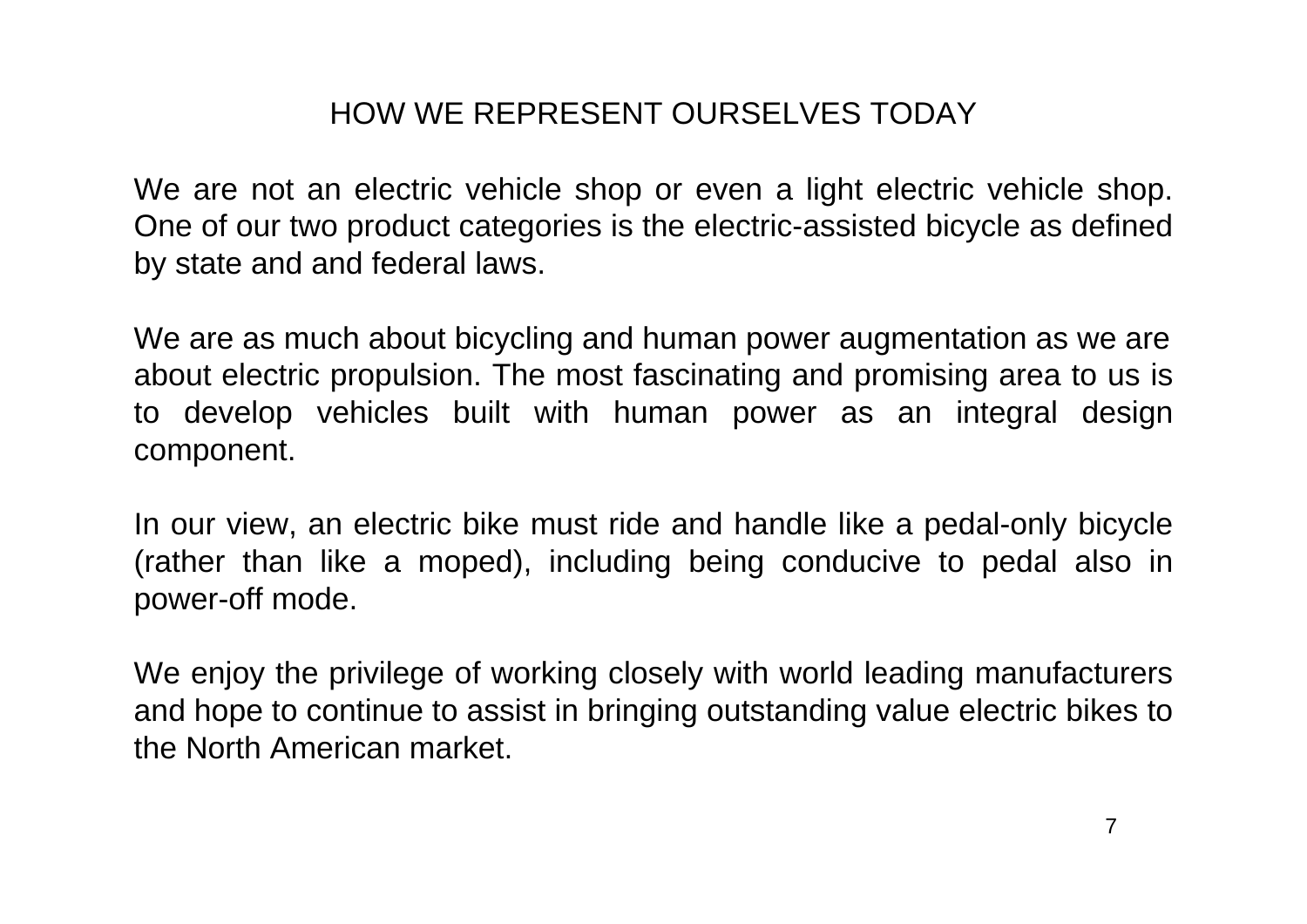# HOW WE REPRESENT OURSELVES TODAY

We are not an electric vehicle shop or even a light electric vehicle shop. One of our two product categories is the electric-assisted bicycle as defined by state and and federal laws.

We are as much about bicycling and human power augmentation as we are about electric propulsion. The most fascinating and promising area to us is to develop vehicles built with human power as an integral design component.

In our view, an electric bike must ride and handle like a pedal-only bicycle (rather than like a moped), including being conducive to pedal also in power-off mode.

We enjoy the privilege of working closely with world leading manufacturers and hope to continue to assist in bringing outstanding value electric bikes to the North American market.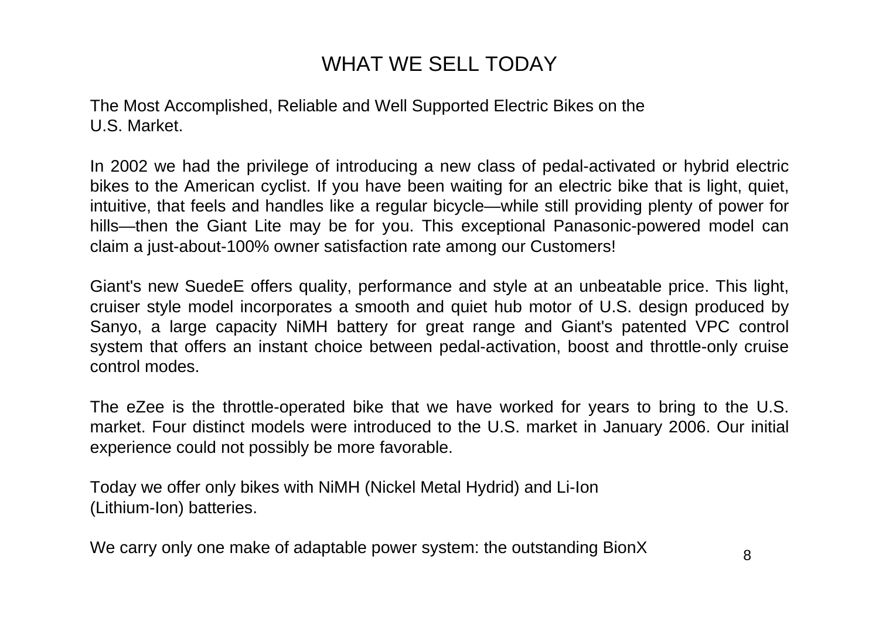# WHAT WE SELL TODAY

The Most Accomplished, Reliable and Well Supported Electric Bikes on the U.S. Market.

In 2002 we had the privilege of introducing a new class of pedal-activated or hybrid electric bikes to the American cyclist. If you have been waiting for an electric bike that is light, quiet, intuitive, that feels and handles like a regular bicycle—while still providing plenty of power for hills—then the Giant Lite may be for you. This exceptional Panasonic-powered model can claim a just-about-100% owner satisfaction rate among our Customers!

Giant's new SuedeE offers quality, performance and style at an unbeatable price. This light, cruiser style model incorporates a smooth and quiet hub motor of U.S. design produced by Sanyo, a large capacity NiMH battery for great range and Giant's patented VPC control system that offers an instant choice between pedal-activation, boost and throttle-only cruise control modes.

The eZee is the throttle-operated bike that we have worked for years to bring to the U.S. market. Four distinct models were introduced to the U.S. market in January 2006. Our initial experience could not possibly be more favorable.

Today we offer only bikes with NiMH (Nickel Metal Hydrid) and Li-Ion (Lithium-Ion) batteries.

We carry only one make of adaptable power system: the outstanding BionX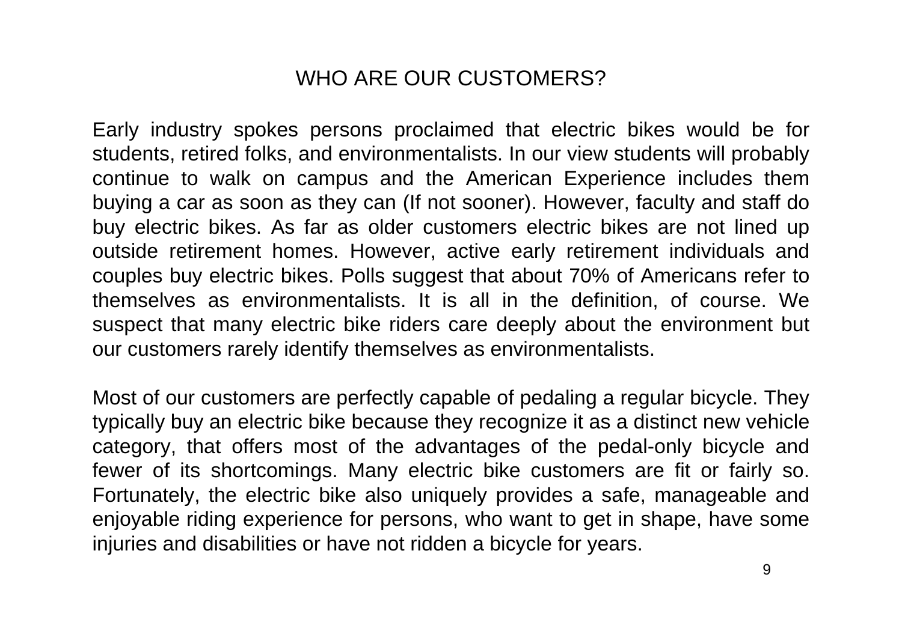# WHO ARE OUR CUSTOMERS?

Early industry spokes persons proclaimed that electric bikes would be for students, retired folks, and environmentalists. In our view students will probably continue to walk on campus and the American Experience includes them buying a car as soon as they can (If not sooner). However, faculty and staff do buy electric bikes. As far as older customers electric bikes are not lined up outside retirement homes. However, active early retirement individuals and couples buy electric bikes. Polls suggest that about 70% of Americans refer to themselves as environmentalists. It is all in the definition, of course. We suspect that many electric bike riders care deeply about the environment but our customers rarely identify themselves as environmentalists.

Most of our customers are perfectly capable of pedaling a regular bicycle. They typically buy an electric bike because they recognize it as a distinct new vehicle category, that offers most of the advantages of the pedal-only bicycle and fewer of its shortcomings. Many electric bike customers are fit or fairly so. Fortunately, the electric bike also uniquely provides a safe, manageable and enjoyable riding experience for persons, who want to get in shape, have some injuries and disabilities or have not ridden a bicycle for years.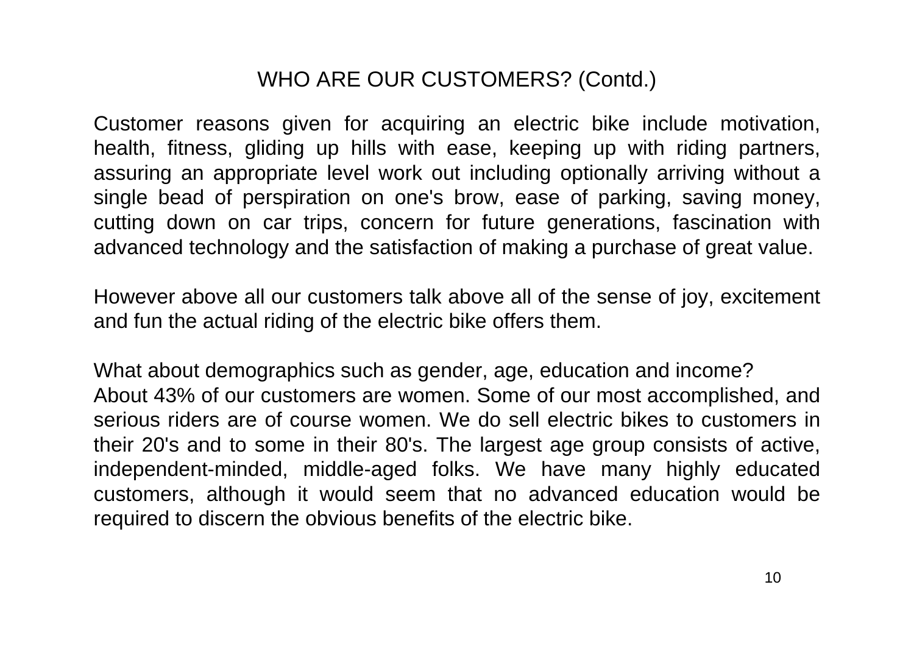## WHO ARE OUR CUSTOMERS? (Contd.)

Customer reasons given for acquiring an electric bike include motivation, health, fitness, gliding up hills with ease, keeping up with riding partners, assuring an appropriate level work out including optionally arriving without a single bead of perspiration on one's brow, ease of parking, saving money, cutting down on car trips, concern for future generations, fascination with advanced technology and the satisfaction of making a purchase of great value.

However above all our customers talk above all of the sense of joy, excitement and fun the actual riding of the electric bike offers them.

What about demographics such as gender, age, education and income?
About 43% of our customers are women. Some of our most accomplished, and serious riders are of course women. We do sell electric bikes to customers in their 20's and to some in their 80's. The largest age group consists of active, independent-minded, middle-aged folks. We have many highly educated customers, although it would seem that no advanced education would be required to discern the obvious benefits of the electric bike.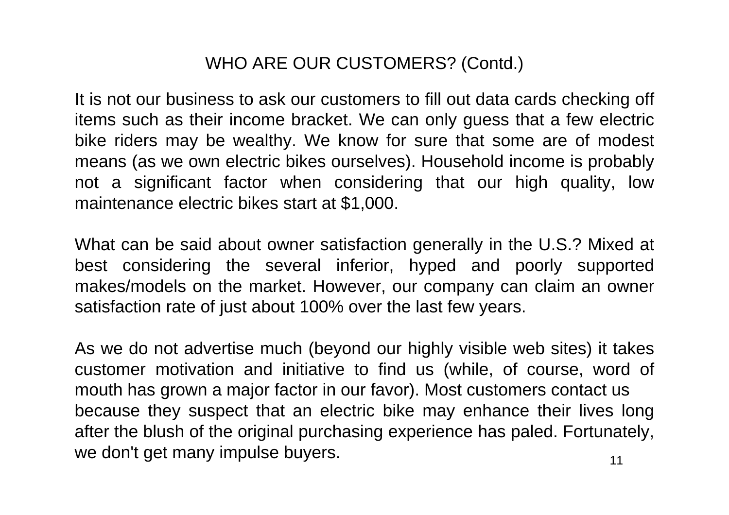## WHO ARE OUR CUSTOMERS? (Contd.)

It is not our business to ask our customers to fill out data cards checking off items such as their income bracket. We can only guess that a few electric bike riders may be wealthy. We know for sure that some are of modest means (as we own electric bikes ourselves). Household income is probably not a significant factor when considering that our high quality, low maintenance electric bikes start at $1,000.

What can be said about owner satisfaction generally in the U.S.? Mixed at best considering the several inferior, hyped and poorly supported makes/models on the market. However, our company can claim an owner satisfaction rate of just about 100% over the last few years.

As we do not advertise much (beyond our highly visible web sites) it takes customer motivation and initiative to find us (while, of course, word of mouth has grown a major factor in our favor). Most customers contact us because they suspect that an electric bike may enhance their lives long after the blush of the original purchasing experience has paled. Fortunately, we don't get many impulse buyers.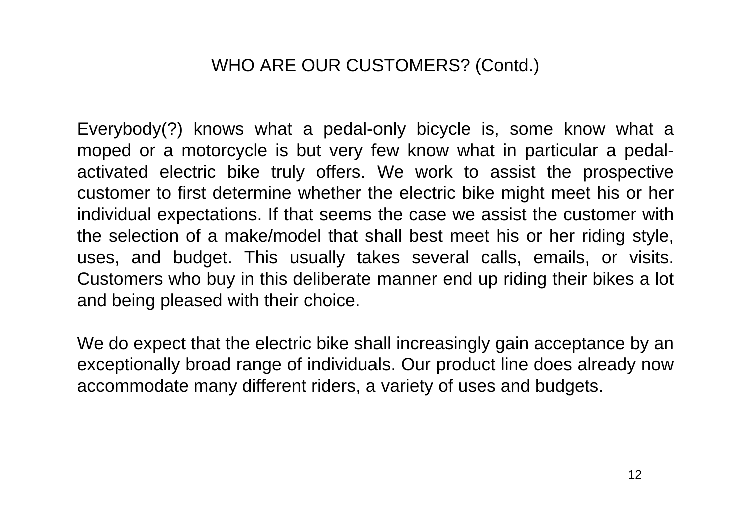## WHO ARE OUR CUSTOMERS? (Contd.)

Everybody(?) knows what a pedal-only bicycle is, some know what a moped or a motorcycle is but very few know what in particular a pedal-activated electric bike truly offers. We work to assist the prospective customer to first determine whether the electric bike might meet his or her individual expectations. If that seems the case we assist the customer with the selection of a make/model that shall best meet his or her riding style, uses, and budget. This usually takes several calls, emails, or visits. Customers who buy in this deliberate manner end up riding their bikes a lot and being pleased with their choice.

We do expect that the electric bike shall increasingly gain acceptance by an exceptionally broad range of individuals. Our product line does already now accommodate many different riders, a variety of uses and budgets.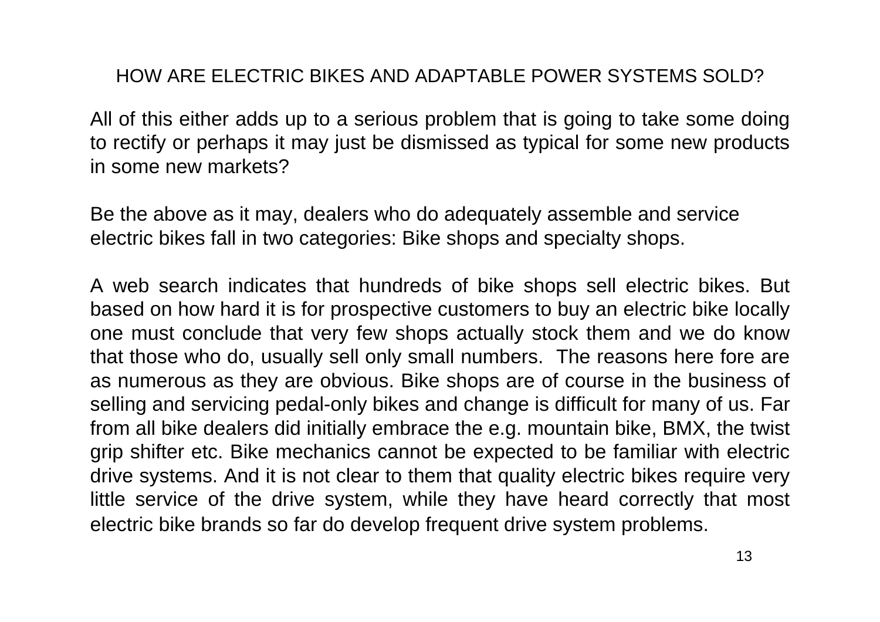## HOW ARE ELECTRIC BIKES AND ADAPTABLE POWER SYSTEMS SOLD?

All of this either adds up to a serious problem that is going to take some doing to rectify or perhaps it may just be dismissed as typical for some new products in some new markets?

Be the above as it may, dealers who do adequately assemble and service electric bikes fall in two categories: Bike shops and specialty shops.

A web search indicates that hundreds of bike shops sell electric bikes. But based on how hard it is for prospective customers to buy an electric bike locally one must conclude that very few shops actually stock them and we do know that those who do, usually sell only small numbers. The reasons here fore are as numerous as they are obvious. Bike shops are of course in the business of selling and servicing pedal-only bikes and change is difficult for many of us. Far from all bike dealers did initially embrace the e.g. mountain bike, BMX, the twist grip shifter etc. Bike mechanics cannot be expected to be familiar with electric drive systems. And it is not clear to them that quality electric bikes require very little service of the drive system, while they have heard correctly that most electric bike brands so far do develop frequent drive system problems.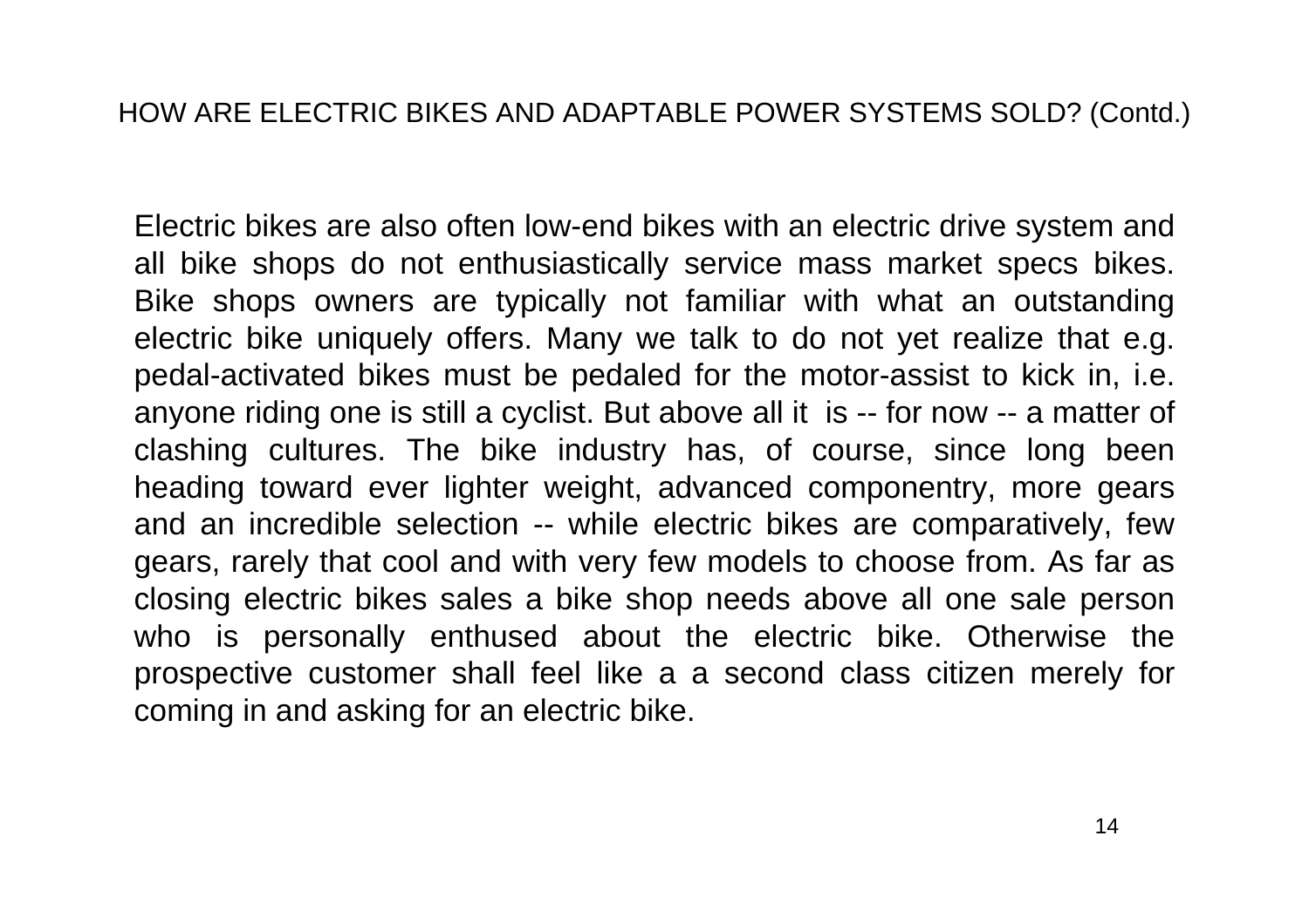## HOW ARE ELECTRIC BIKES AND ADAPTABLE POWER SYSTEMS SOLD? (Contd.)

Electric bikes are also often low-end bikes with an electric drive system and all bike shops do not enthusiastically service mass market specs bikes. Bike shops owners are typically not familiar with what an outstanding electric bike uniquely offers. Many we talk to do not yet realize that e.g. pedal-activated bikes must be pedaled for the motor-assist to kick in, i.e. anyone riding one is still a cyclist. But above all it is -- for now -- a matter of clashing cultures. The bike industry has, of course, since long been heading toward ever lighter weight, advanced componentry, more gears and an incredible selection -- while electric bikes are comparatively, few gears, rarely that cool and with very few models to choose from. As far as closing electric bikes sales a bike shop needs above all one sale person who is personally enthused about the electric bike. Otherwise the prospective customer shall feel like a a second class citizen merely for coming in and asking for an electric bike.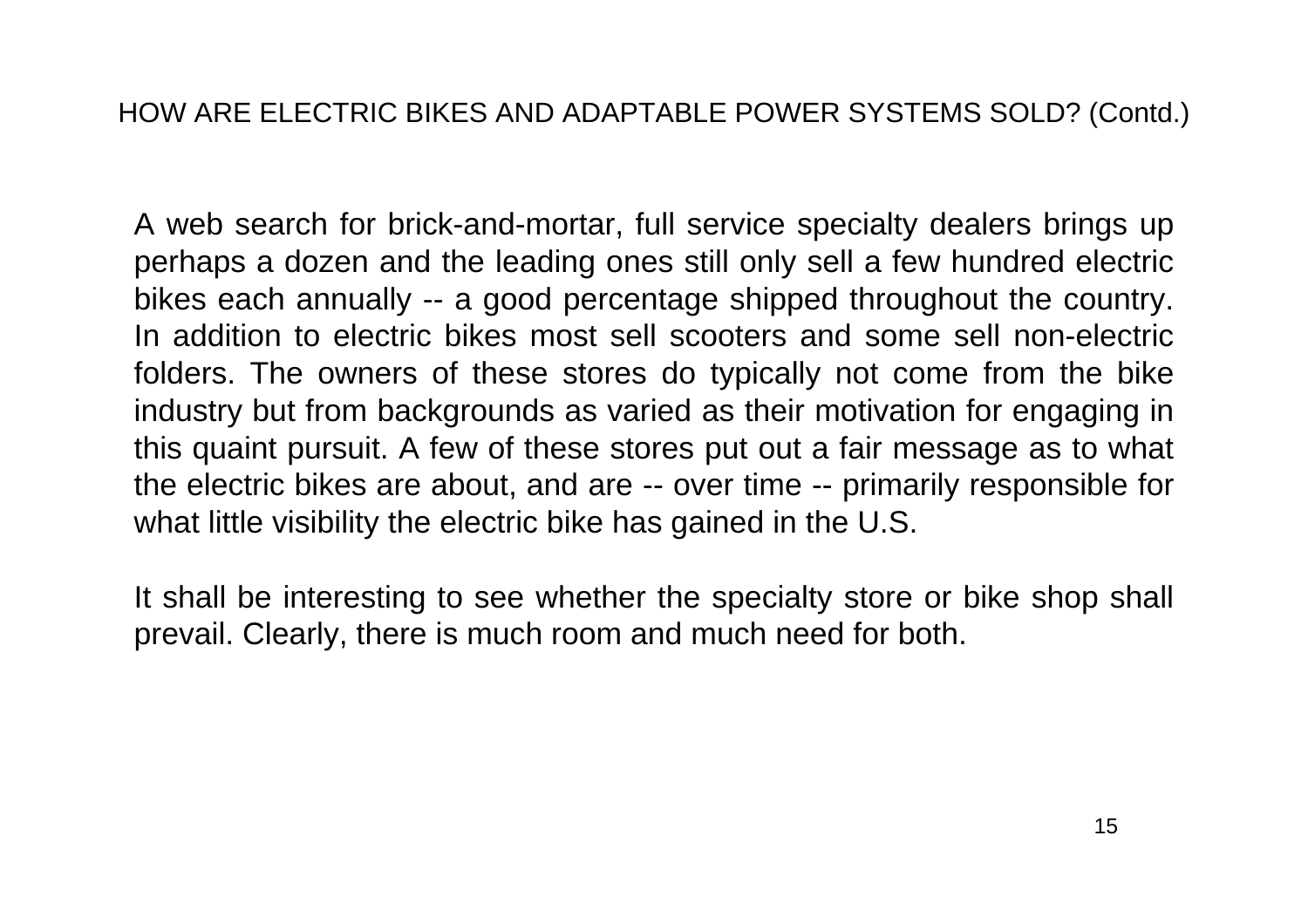## HOW ARE ELECTRIC BIKES AND ADAPTABLE POWER SYSTEMS SOLD? (Contd.)

A web search for brick-and-mortar, full service specialty dealers brings up perhaps a dozen and the leading ones still only sell a few hundred electric bikes each annually -- a good percentage shipped throughout the country. In addition to electric bikes most sell scooters and some sell non-electric folders. The owners of these stores do typically not come from the bike industry but from backgrounds as varied as their motivation for engaging in this quaint pursuit. A few of these stores put out a fair message as to what the electric bikes are about, and are -- over time -- primarily responsible for what little visibility the electric bike has gained in the U.S.

It shall be interesting to see whether the specialty store or bike shop shall prevail. Clearly, there is much room and much need for both.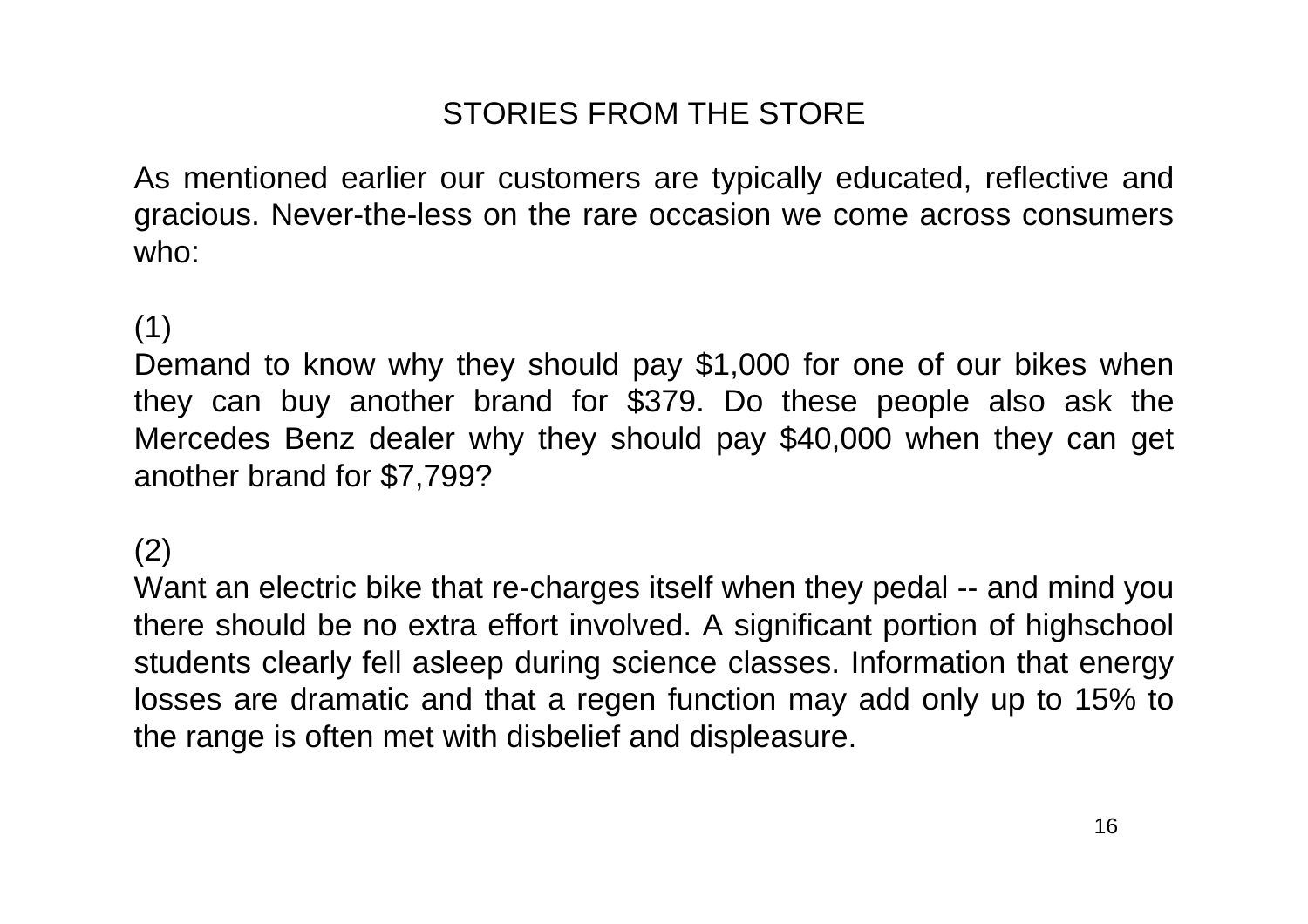# STORIES FROM THE STORE

As mentioned earlier our customers are typically educated, reflective and gracious. Never-the-less on the rare occasion we come across consumers who:

(1)
Demand to know why they should pay $1,000 for one of our bikes when they can buy another brand for $379. Do these people also ask the Mercedes Benz dealer why they should pay $40,000 when they can get another brand for $7,799?

(2)
Want an electric bike that re-charges itself when they pedal -- and mind you there should be no extra effort involved. A significant portion of highschool students clearly fell asleep during science classes. Information that energy losses are dramatic and that a regen function may add only up to 15% to the range is often met with disbelief and displeasure.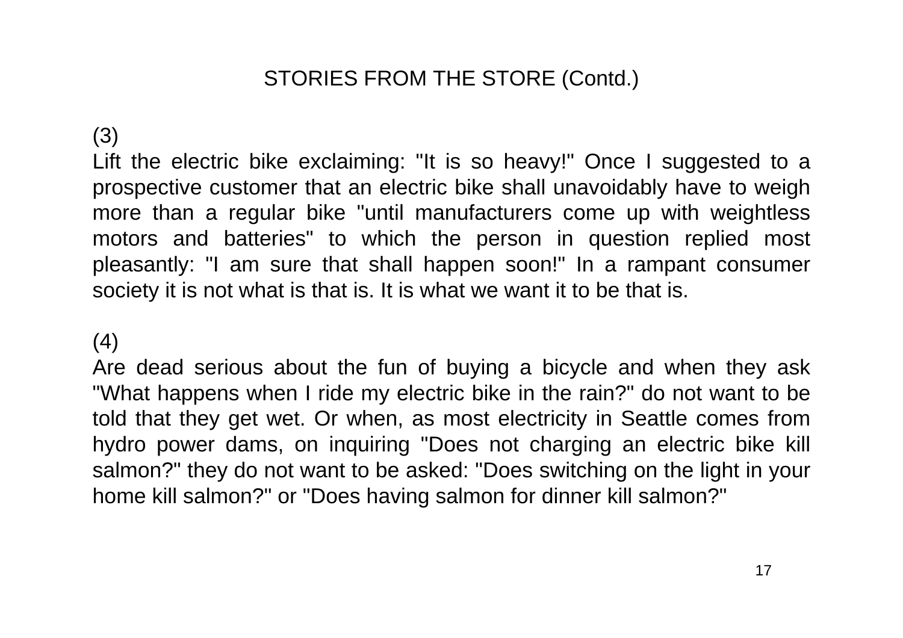## STORIES FROM THE STORE (Contd.)

(3)
Lift the electric bike exclaiming: "It is so heavy!" Once I suggested to a prospective customer that an electric bike shall unavoidably have to weigh more than a regular bike "until manufacturers come up with weightless motors and batteries" to which the person in question replied most pleasantly: "I am sure that shall happen soon!" In a rampant consumer society it is not what is that is. It is what we want it to be that is.

(4)
Are dead serious about the fun of buying a bicycle and when they ask "What happens when I ride my electric bike in the rain?" do not want to be told that they get wet. Or when, as most electricity in Seattle comes from hydro power dams, on inquiring "Does not charging an electric bike kill salmon?" they do not want to be asked: "Does switching on the light in your home kill salmon?" or "Does having salmon for dinner kill salmon?"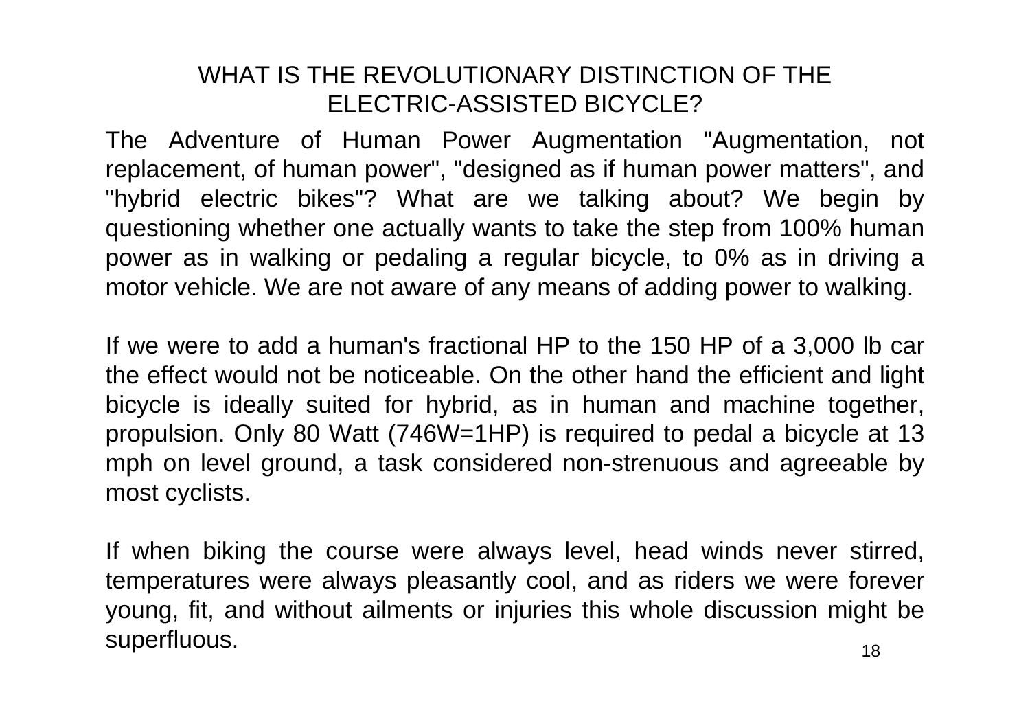# WHAT IS THE REVOLUTIONARY DISTINCTION OF THE ELECTRIC-ASSISTED BICYCLE?

The Adventure of Human Power Augmentation "Augmentation, not replacement, of human power", "designed as if human power matters", and "hybrid electric bikes"? What are we talking about? We begin by questioning whether one actually wants to take the step from 100% human power as in walking or pedaling a regular bicycle, to 0% as in driving a motor vehicle. We are not aware of any means of adding power to walking.

If we were to add a human's fractional HP to the 150 HP of a 3,000 lb car the effect would not be noticeable. On the other hand the efficient and light bicycle is ideally suited for hybrid, as in human and machine together, propulsion. Only 80 Watt (746W=1HP) is required to pedal a bicycle at 13 mph on level ground, a task considered non-strenuous and agreeable by most cyclists.

If when biking the course were always level, head winds never stirred, temperatures were always pleasantly cool, and as riders we were forever young, fit, and without ailments or injuries this whole discussion might be superfluous.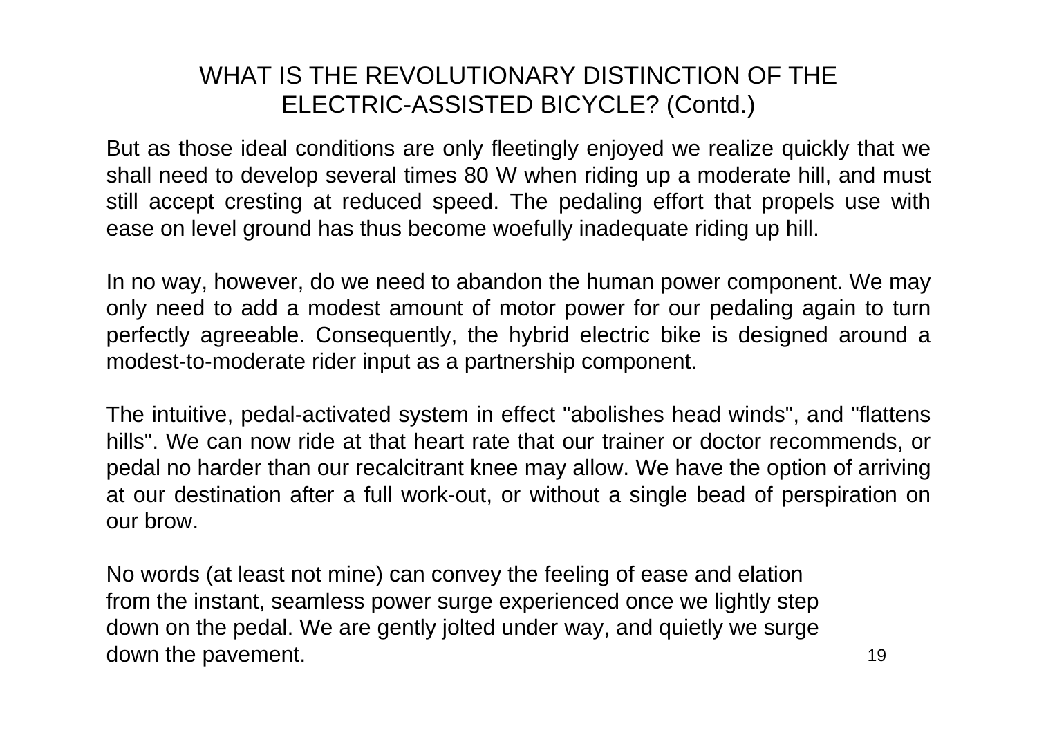# WHAT IS THE REVOLUTIONARY DISTINCTION OF THE ELECTRIC-ASSISTED BICYCLE? (Contd.)

But as those ideal conditions are only fleetingly enjoyed we realize quickly that we shall need to develop several times 80 W when riding up a moderate hill, and must still accept cresting at reduced speed. The pedaling effort that propels use with ease on level ground has thus become woefully inadequate riding up hill.

In no way, however, do we need to abandon the human power component. We may only need to add a modest amount of motor power for our pedaling again to turn perfectly agreeable. Consequently, the hybrid electric bike is designed around a modest-to-moderate rider input as a partnership component.

The intuitive, pedal-activated system in effect "abolishes head winds", and "flattens hills". We can now ride at that heart rate that our trainer or doctor recommends, or pedal no harder than our recalcitrant knee may allow. We have the option of arriving at our destination after a full work-out, or without a single bead of perspiration on our brow.

No words (at least not mine) can convey the feeling of ease and elation from the instant, seamless power surge experienced once we lightly step down on the pedal. We are gently jolted under way, and quietly we surge down the pavement.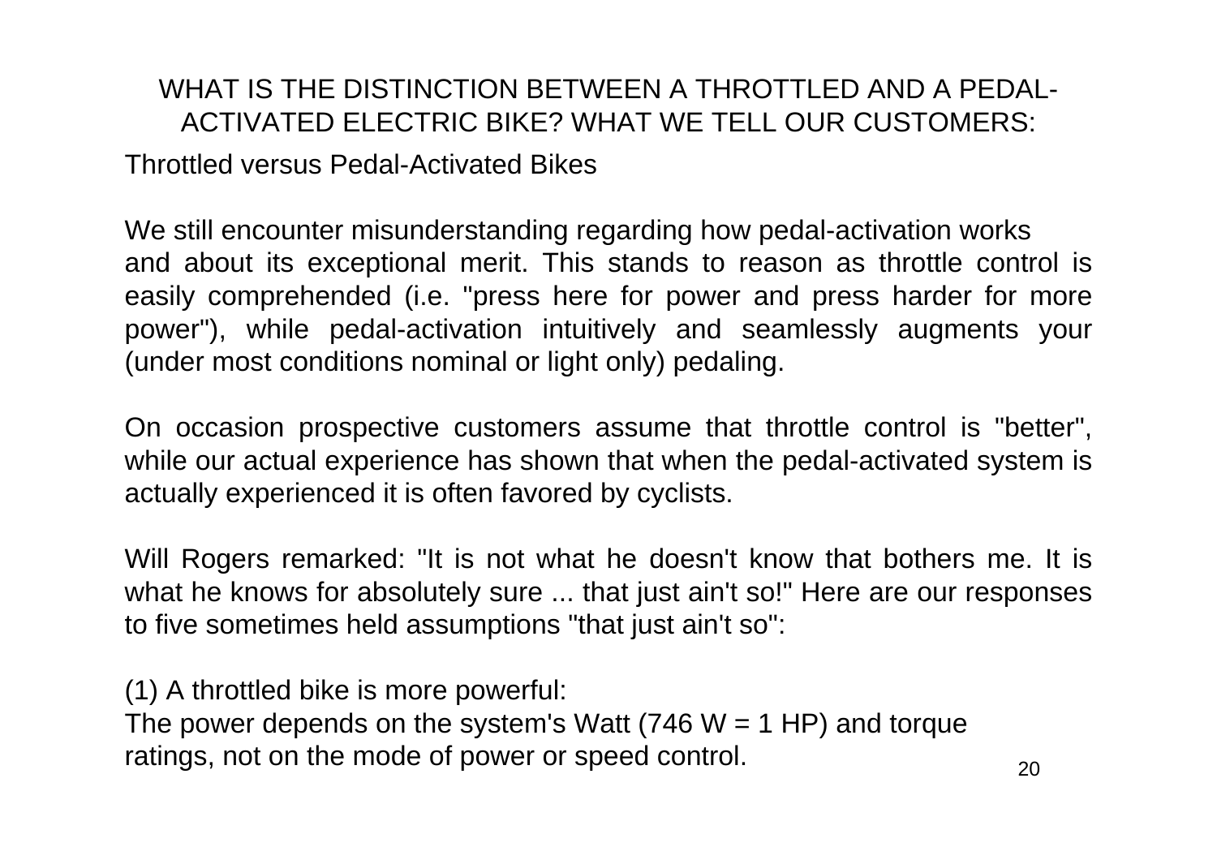# WHAT IS THE DISTINCTION BETWEEN A THROTTLED AND A PEDAL-ACTIVATED ELECTRIC BIKE? WHAT WE TELL OUR CUSTOMERS:

Throttled versus Pedal-Activated Bikes

We still encounter misunderstanding regarding how pedal-activation works and about its exceptional merit. This stands to reason as throttle control is easily comprehended (i.e. "press here for power and press harder for more power"), while pedal-activation intuitively and seamlessly augments your (under most conditions nominal or light only) pedaling.

On occasion prospective customers assume that throttle control is "better", while our actual experience has shown that when the pedal-activated system is actually experienced it is often favored by cyclists.

Will Rogers remarked: "It is not what he doesn't know that bothers me. It is what he knows for absolutely sure ... that just ain't so!" Here are our responses to five sometimes held assumptions "that just ain't so":

(1) A throttled bike is more powerful:
The power depends on the system's Watt (746 W = 1 HP) and torque ratings, not on the mode of power or speed control.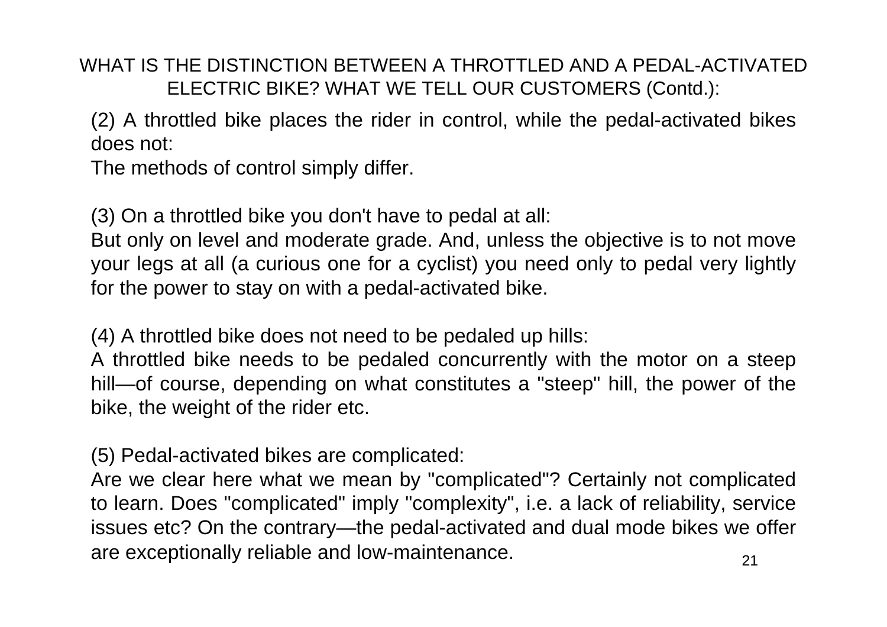## WHAT IS THE DISTINCTION BETWEEN A THROTTLED AND A PEDAL-ACTIVATED ELECTRIC BIKE? WHAT WE TELL OUR CUSTOMERS (Contd.):

(2) A throttled bike places the rider in control, while the pedal-activated bikes does not:
The methods of control simply differ.

(3) On a throttled bike you don't have to pedal at all:
But only on level and moderate grade. And, unless the objective is to not move your legs at all (a curious one for a cyclist) you need only to pedal very lightly for the power to stay on with a pedal-activated bike.

(4) A throttled bike does not need to be pedaled up hills:
A throttled bike needs to be pedaled concurrently with the motor on a steep hill—of course, depending on what constitutes a "steep" hill, the power of the bike, the weight of the rider etc.

(5) Pedal-activated bikes are complicated:
Are we clear here what we mean by "complicated"? Certainly not complicated to learn. Does "complicated" imply "complexity", i.e. a lack of reliability, service issues etc? On the contrary—the pedal-activated and dual mode bikes we offer are exceptionally reliable and low-maintenance.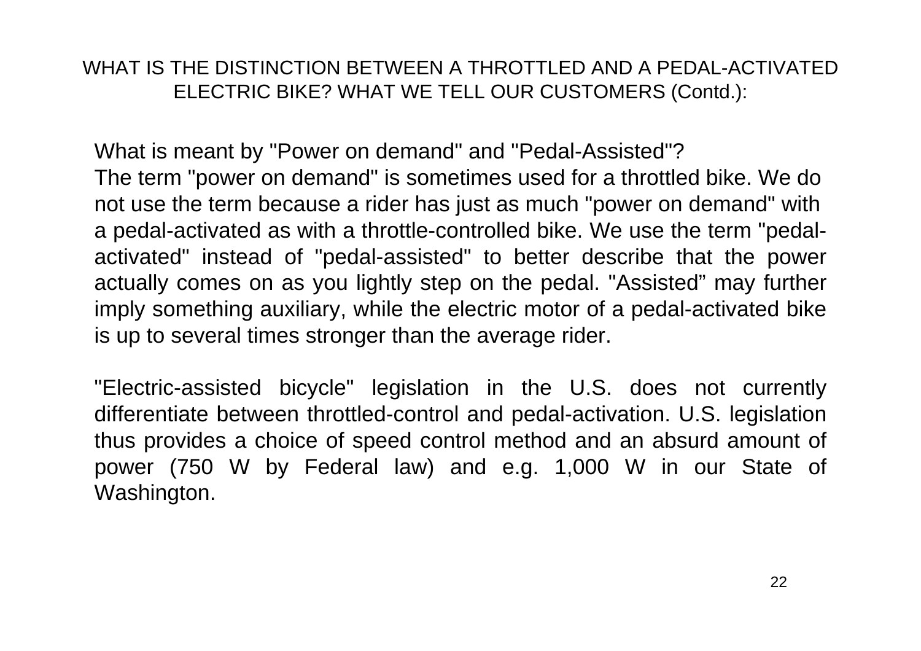# WHAT IS THE DISTINCTION BETWEEN A THROTTLED AND A PEDAL-ACTIVATED ELECTRIC BIKE? WHAT WE TELL OUR CUSTOMERS (Contd.):

What is meant by "Power on demand" and "Pedal-Assisted"?
The term "power on demand" is sometimes used for a throttled bike. We do not use the term because a rider has just as much "power on demand" with a pedal-activated as with a throttle-controlled bike. We use the term "pedal-activated" instead of "pedal-assisted" to better describe that the power actually comes on as you lightly step on the pedal. "Assisted" may further imply something auxiliary, while the electric motor of a pedal-activated bike is up to several times stronger than the average rider.

"Electric-assisted bicycle" legislation in the U.S. does not currently differentiate between throttled-control and pedal-activation. U.S. legislation thus provides a choice of speed control method and an absurd amount of power (750 W by Federal law) and e.g. 1,000 W in our State of Washington.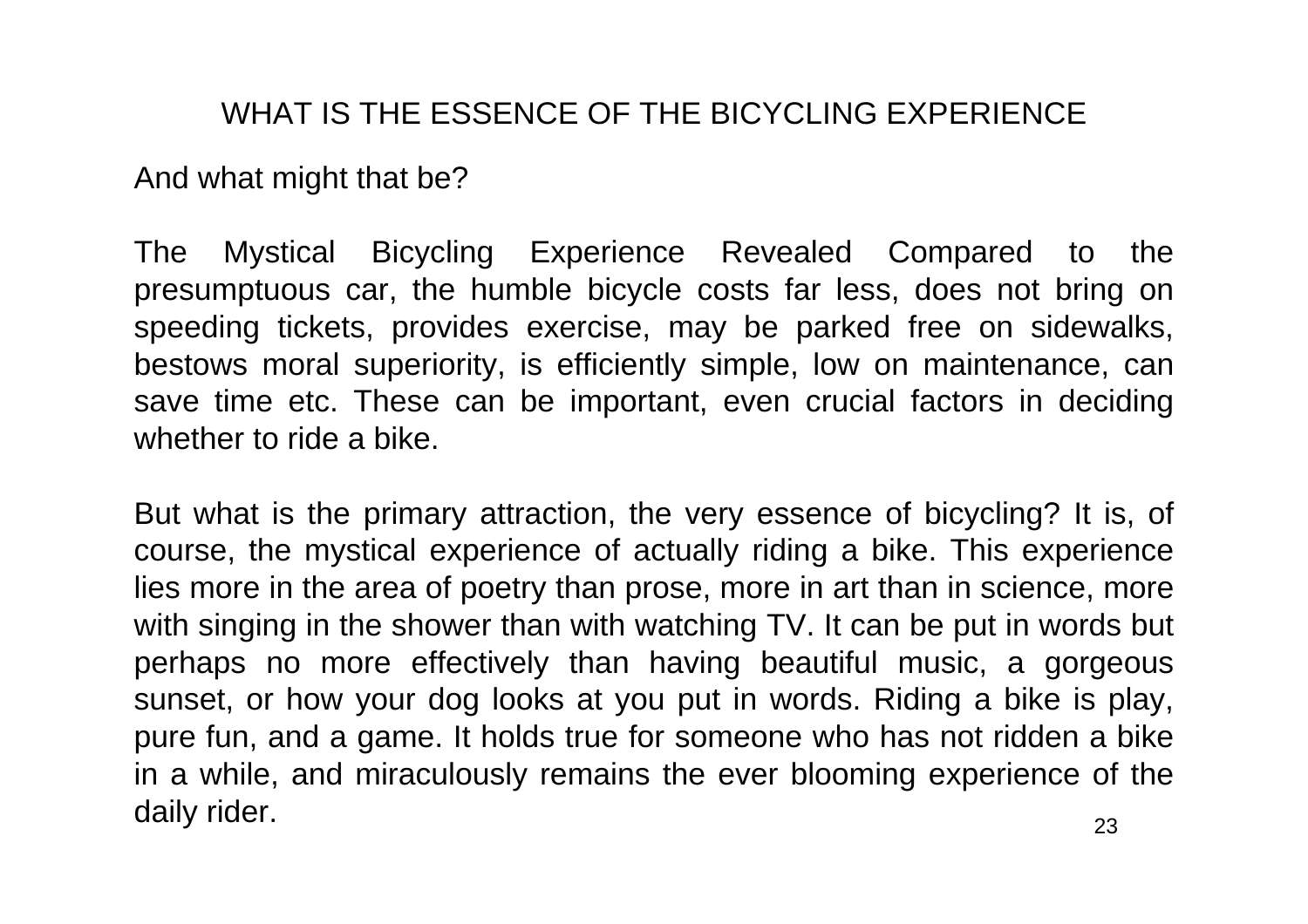# WHAT IS THE ESSENCE OF THE BICYCLING EXPERIENCE

And what might that be?

The Mystical Bicycling Experience Revealed Compared to the presumptuous car, the humble bicycle costs far less, does not bring on speeding tickets, provides exercise, may be parked free on sidewalks, bestows moral superiority, is efficiently simple, low on maintenance, can save time etc. These can be important, even crucial factors in deciding whether to ride a bike.

But what is the primary attraction, the very essence of bicycling? It is, of course, the mystical experience of actually riding a bike. This experience lies more in the area of poetry than prose, more in art than in science, more with singing in the shower than with watching TV. It can be put in words but perhaps no more effectively than having beautiful music, a gorgeous sunset, or how your dog looks at you put in words. Riding a bike is play, pure fun, and a game. It holds true for someone who has not ridden a bike in a while, and miraculously remains the ever blooming experience of the daily rider.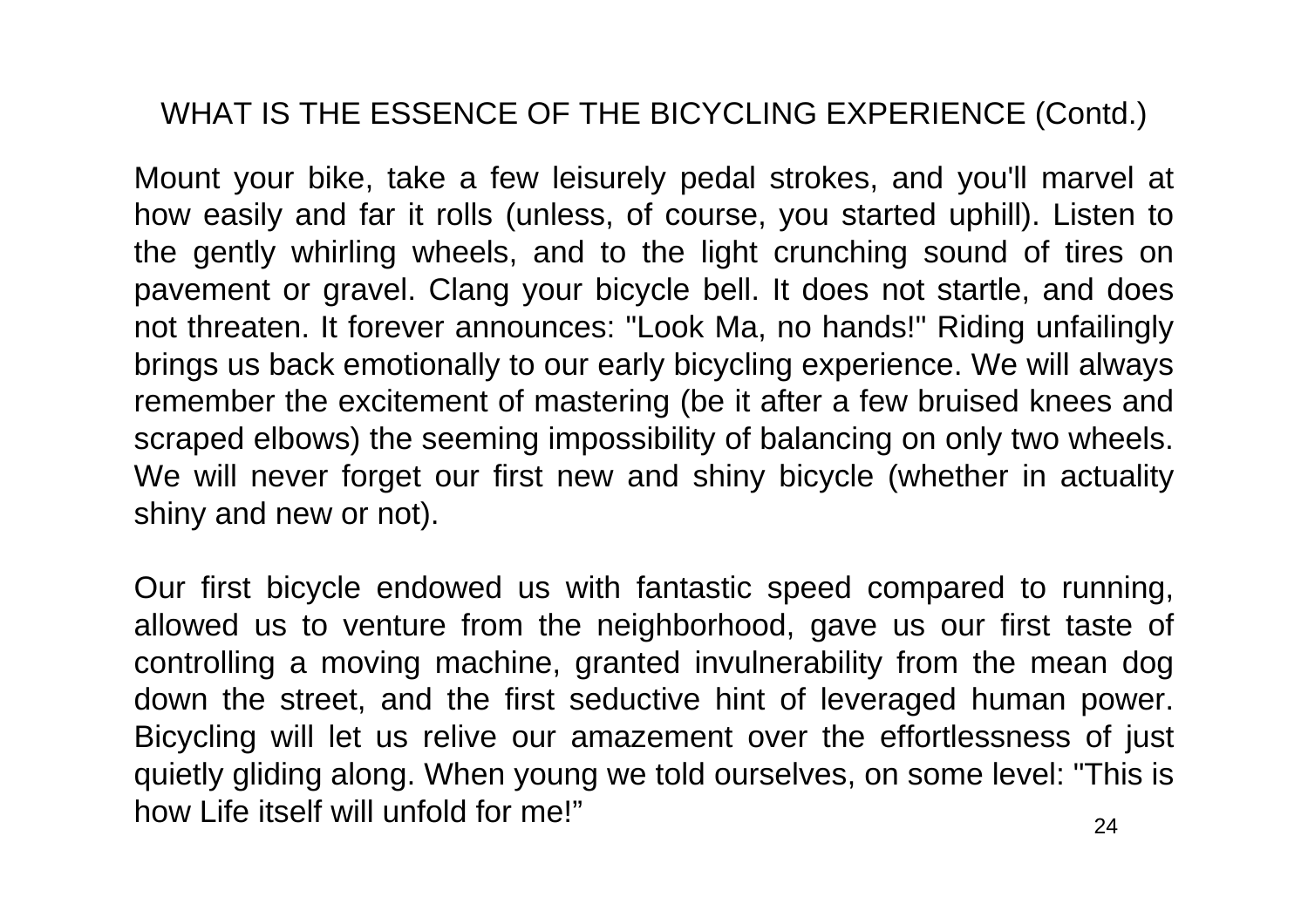## WHAT IS THE ESSENCE OF THE BICYCLING EXPERIENCE (Contd.)

Mount your bike, take a few leisurely pedal strokes, and you'll marvel at how easily and far it rolls (unless, of course, you started uphill). Listen to the gently whirling wheels, and to the light crunching sound of tires on pavement or gravel. Clang your bicycle bell. It does not startle, and does not threaten. It forever announces: "Look Ma, no hands!" Riding unfailingly brings us back emotionally to our early bicycling experience. We will always remember the excitement of mastering (be it after a few bruised knees and scraped elbows) the seeming impossibility of balancing on only two wheels. We will never forget our first new and shiny bicycle (whether in actuality shiny and new or not).

Our first bicycle endowed us with fantastic speed compared to running, allowed us to venture from the neighborhood, gave us our first taste of controlling a moving machine, granted invulnerability from the mean dog down the street, and the first seductive hint of leveraged human power. Bicycling will let us relive our amazement over the effortlessness of just quietly gliding along. When young we told ourselves, on some level: "This is how Life itself will unfold for me!”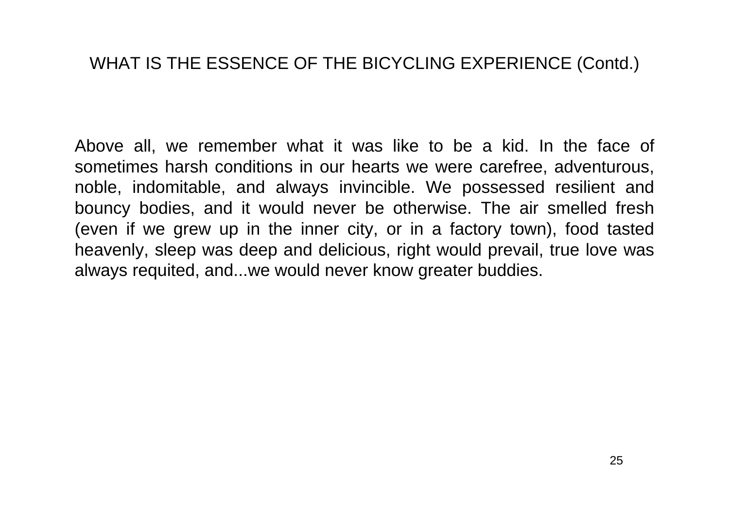## WHAT IS THE ESSENCE OF THE BICYCLING EXPERIENCE (Contd.)

Above all, we remember what it was like to be a kid. In the face of sometimes harsh conditions in our hearts we were carefree, adventurous, noble, indomitable, and always invincible. We possessed resilient and bouncy bodies, and it would never be otherwise. The air smelled fresh (even if we grew up in the inner city, or in a factory town), food tasted heavenly, sleep was deep and delicious, right would prevail, true love was always requited, and...we would never know greater buddies.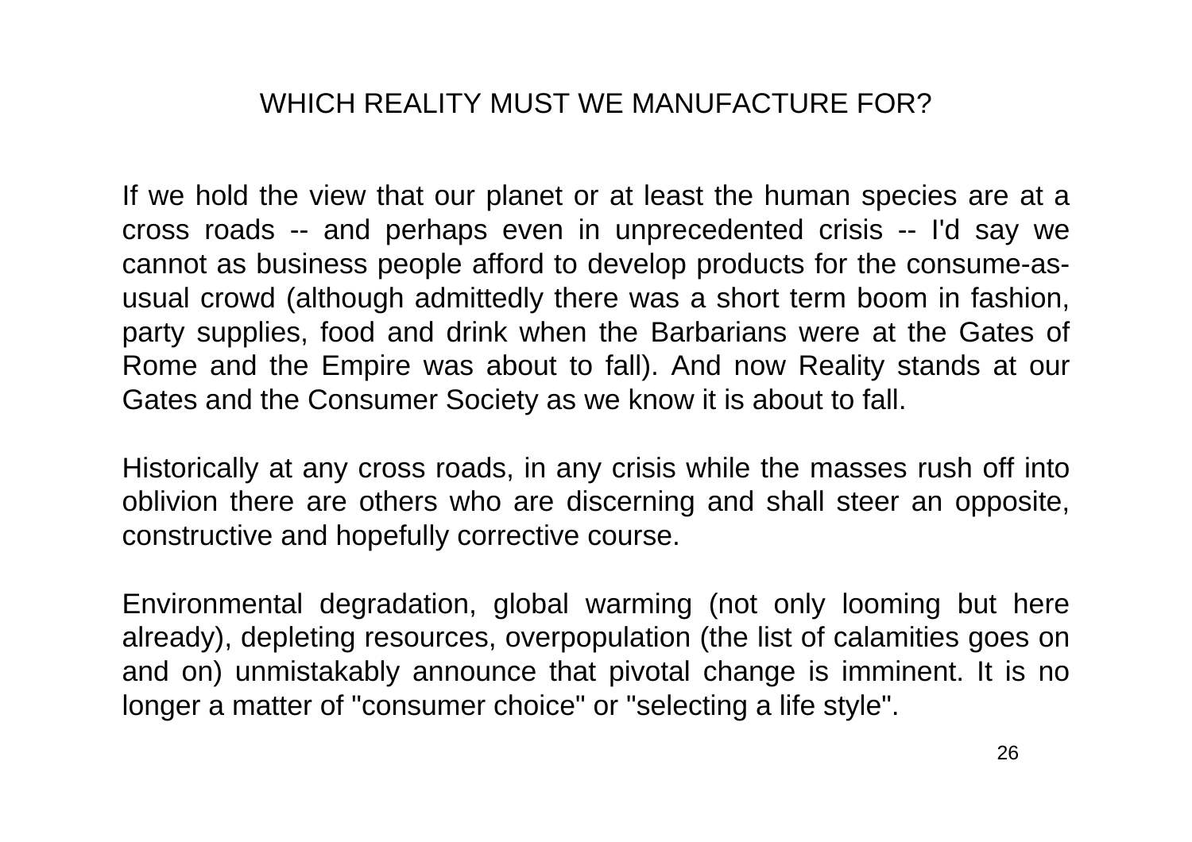# WHICH REALITY MUST WE MANUFACTURE FOR?

If we hold the view that our planet or at least the human species are at a cross roads -- and perhaps even in unprecedented crisis -- I'd say we cannot as business people afford to develop products for the consume-as-usual crowd (although admittedly there was a short term boom in fashion, party supplies, food and drink when the Barbarians were at the Gates of Rome and the Empire was about to fall). And now Reality stands at our Gates and the Consumer Society as we know it is about to fall.

Historically at any cross roads, in any crisis while the masses rush off into oblivion there are others who are discerning and shall steer an opposite, constructive and hopefully corrective course.

Environmental degradation, global warming (not only looming but here already), depleting resources, overpopulation (the list of calamities goes on and on) unmistakably announce that pivotal change is imminent. It is no longer a matter of "consumer choice" or "selecting a life style".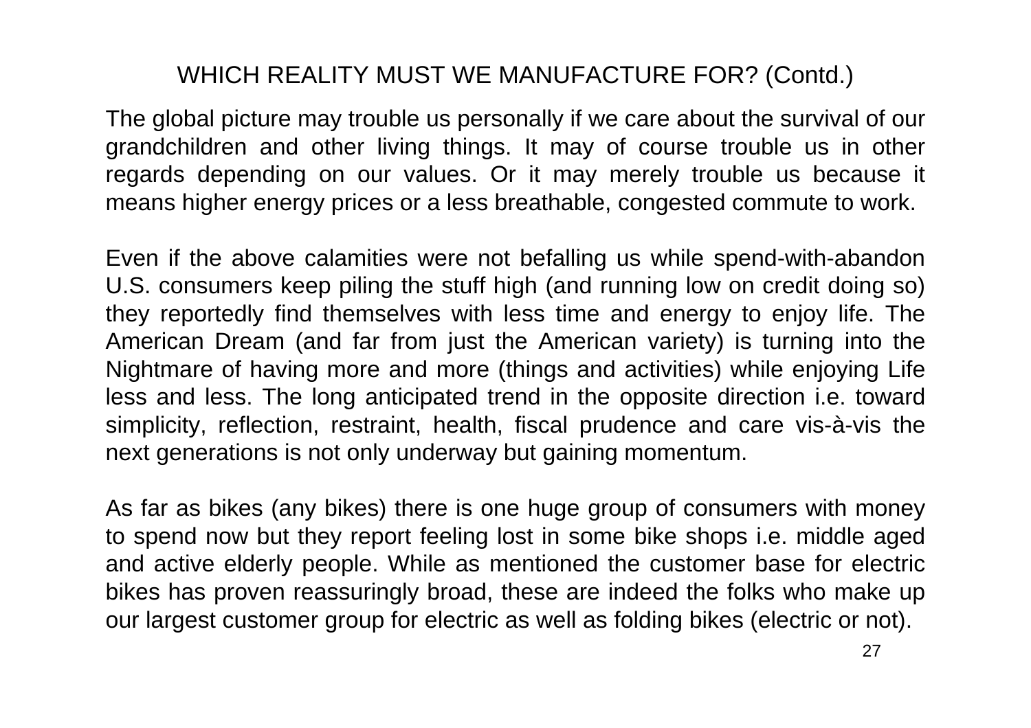# WHICH REALITY MUST WE MANUFACTURE FOR? (Contd.)

The global picture may trouble us personally if we care about the survival of our grandchildren and other living things. It may of course trouble us in other regards depending on our values. Or it may merely trouble us because it means higher energy prices or a less breathable, congested commute to work.

Even if the above calamities were not befalling us while spend-with-abandon U.S. consumers keep piling the stuff high (and running low on credit doing so) they reportedly find themselves with less time and energy to enjoy life. The American Dream (and far from just the American variety) is turning into the Nightmare of having more and more (things and activities) while enjoying Life less and less. The long anticipated trend in the opposite direction i.e. toward simplicity, reflection, restraint, health, fiscal prudence and care vis-à-vis the next generations is not only underway but gaining momentum.

As far as bikes (any bikes) there is one huge group of consumers with money to spend now but they report feeling lost in some bike shops i.e. middle aged and active elderly people. While as mentioned the customer base for electric bikes has proven reassuringly broad, these are indeed the folks who make up our largest customer group for electric as well as folding bikes (electric or not).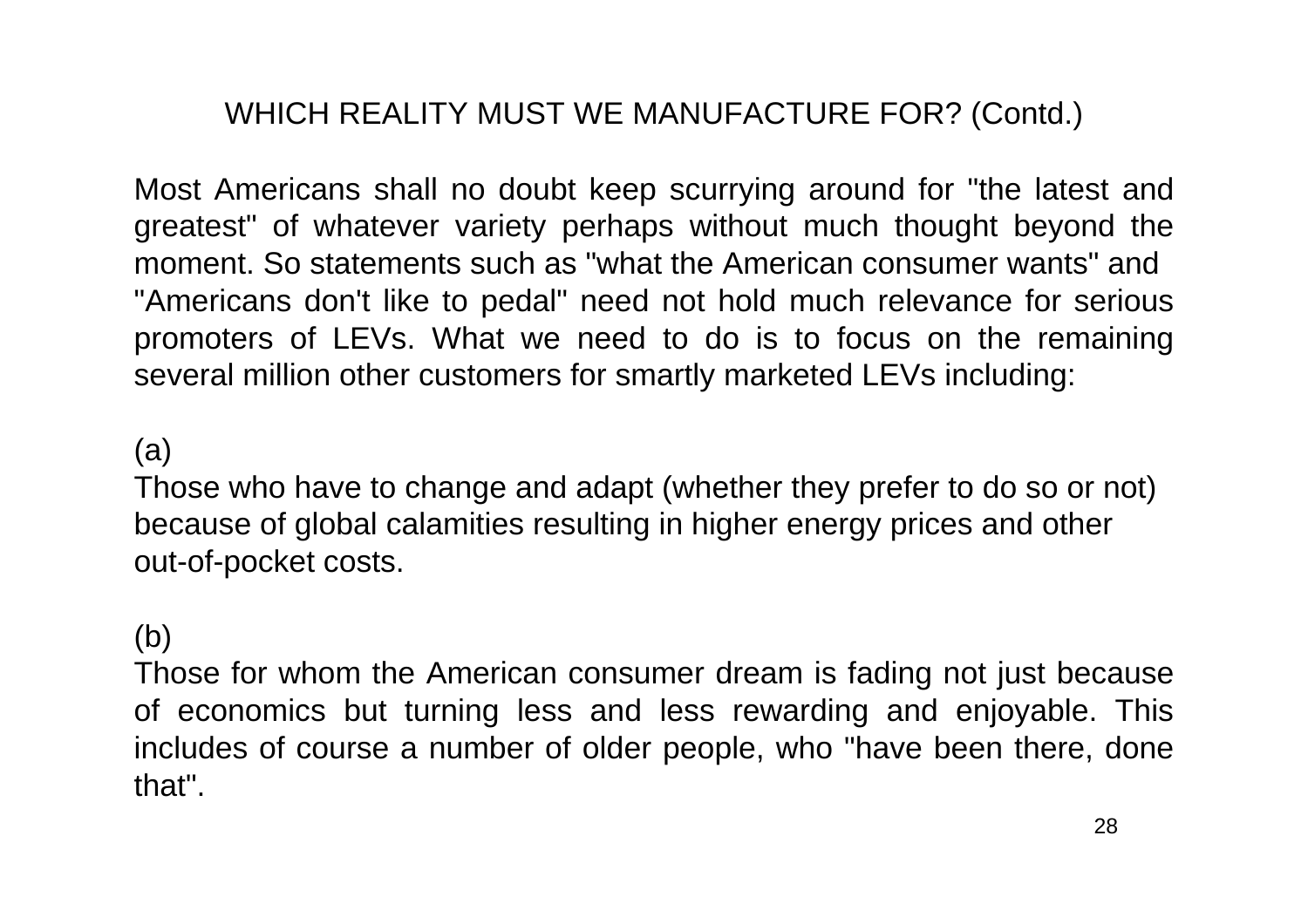## WHICH REALITY MUST WE MANUFACTURE FOR? (Contd.)

Most Americans shall no doubt keep scurrying around for "the latest and greatest" of whatever variety perhaps without much thought beyond the moment. So statements such as "what the American consumer wants" and "Americans don't like to pedal" need not hold much relevance for serious promoters of LEVs. What we need to do is to focus on the remaining several million other customers for smartly marketed LEVs including:

(a)
Those who have to change and adapt (whether they prefer to do so or not) because of global calamities resulting in higher energy prices and other out-of-pocket costs.

(b)
Those for whom the American consumer dream is fading not just because of economics but turning less and less rewarding and enjoyable. This includes of course a number of older people, who "have been there, done that".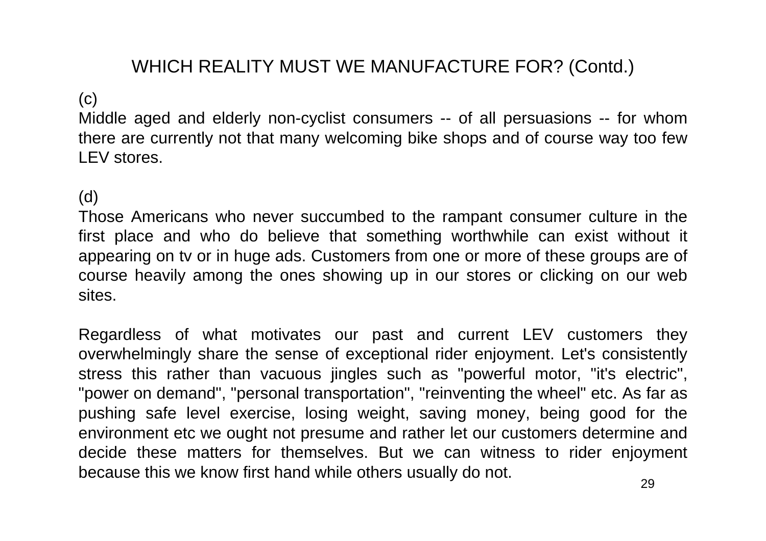## WHICH REALITY MUST WE MANUFACTURE FOR? (Contd.)

(c)
Middle aged and elderly non-cyclist consumers -- of all persuasions -- for whom there are currently not that many welcoming bike shops and of course way too few LEV stores.

(d)
Those Americans who never succumbed to the rampant consumer culture in the first place and who do believe that something worthwhile can exist without it appearing on tv or in huge ads. Customers from one or more of these groups are of course heavily among the ones showing up in our stores or clicking on our web sites.

Regardless of what motivates our past and current LEV customers they overwhelmingly share the sense of exceptional rider enjoyment. Let's consistently stress this rather than vacuous jingles such as "powerful motor, "it's electric", "power on demand", "personal transportation", "reinventing the wheel" etc. As far as pushing safe level exercise, losing weight, saving money, being good for the environment etc we ought not presume and rather let our customers determine and decide these matters for themselves. But we can witness to rider enjoyment because this we know first hand while others usually do not.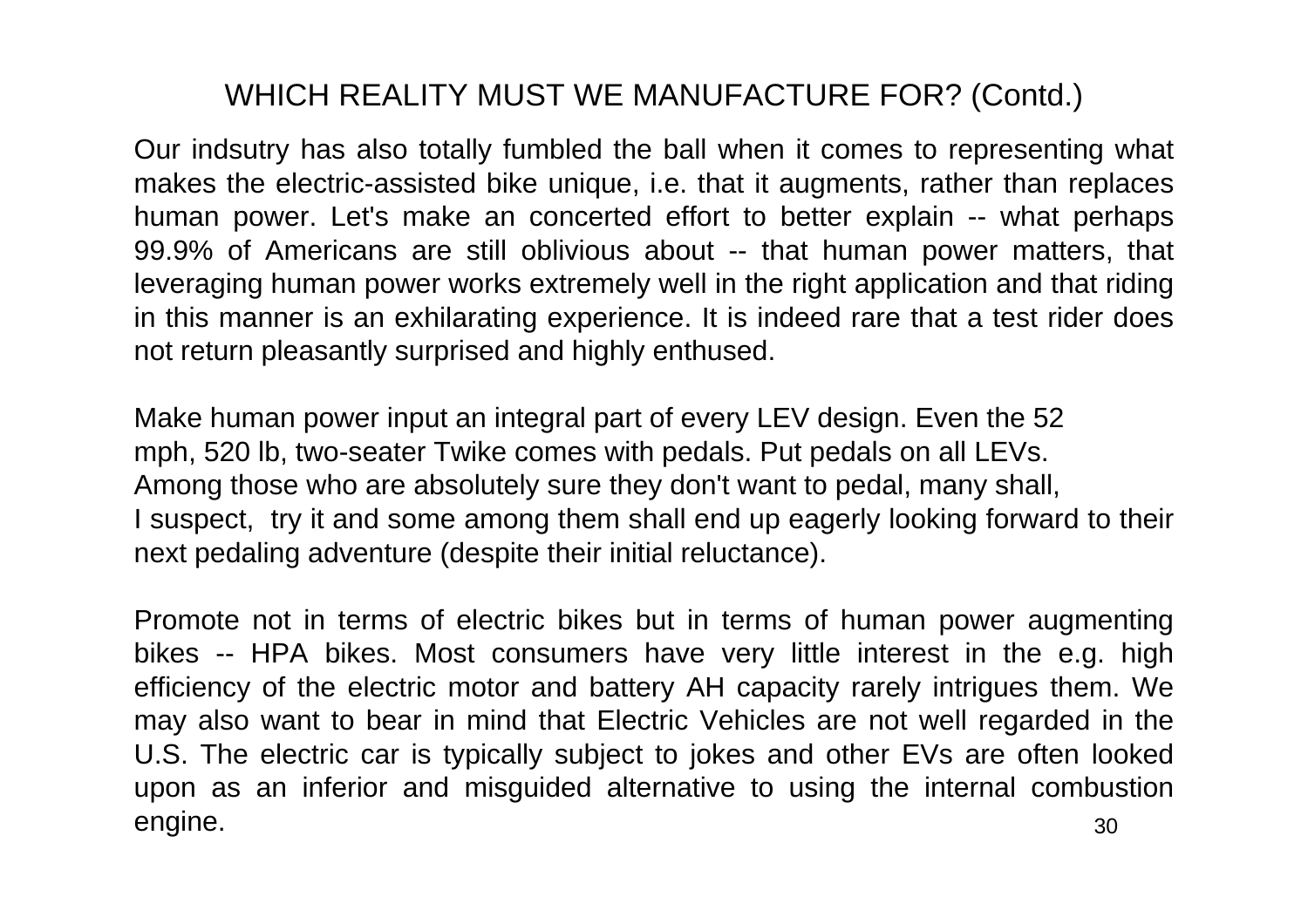# WHICH REALITY MUST WE MANUFACTURE FOR? (Contd.)

Our indsutry has also totally fumbled the ball when it comes to representing what makes the electric-assisted bike unique, i.e. that it augments, rather than replaces human power. Let's make an concerted effort to better explain -- what perhaps 99.9% of Americans are still oblivious about -- that human power matters, that leveraging human power works extremely well in the right application and that riding in this manner is an exhilarating experience. It is indeed rare that a test rider does not return pleasantly surprised and highly enthused.

Make human power input an integral part of every LEV design. Even the 52 mph, 520 lb, two-seater Twike comes with pedals. Put pedals on all LEVs. Among those who are absolutely sure they don't want to pedal, many shall, I suspect, try it and some among them shall end up eagerly looking forward to their next pedaling adventure (despite their initial reluctance).

Promote not in terms of electric bikes but in terms of human power augmenting bikes -- HPA bikes. Most consumers have very little interest in the e.g. high efficiency of the electric motor and battery AH capacity rarely intrigues them. We may also want to bear in mind that Electric Vehicles are not well regarded in the U.S. The electric car is typically subject to jokes and other EVs are often looked upon as an inferior and misguided alternative to using the internal combustion engine.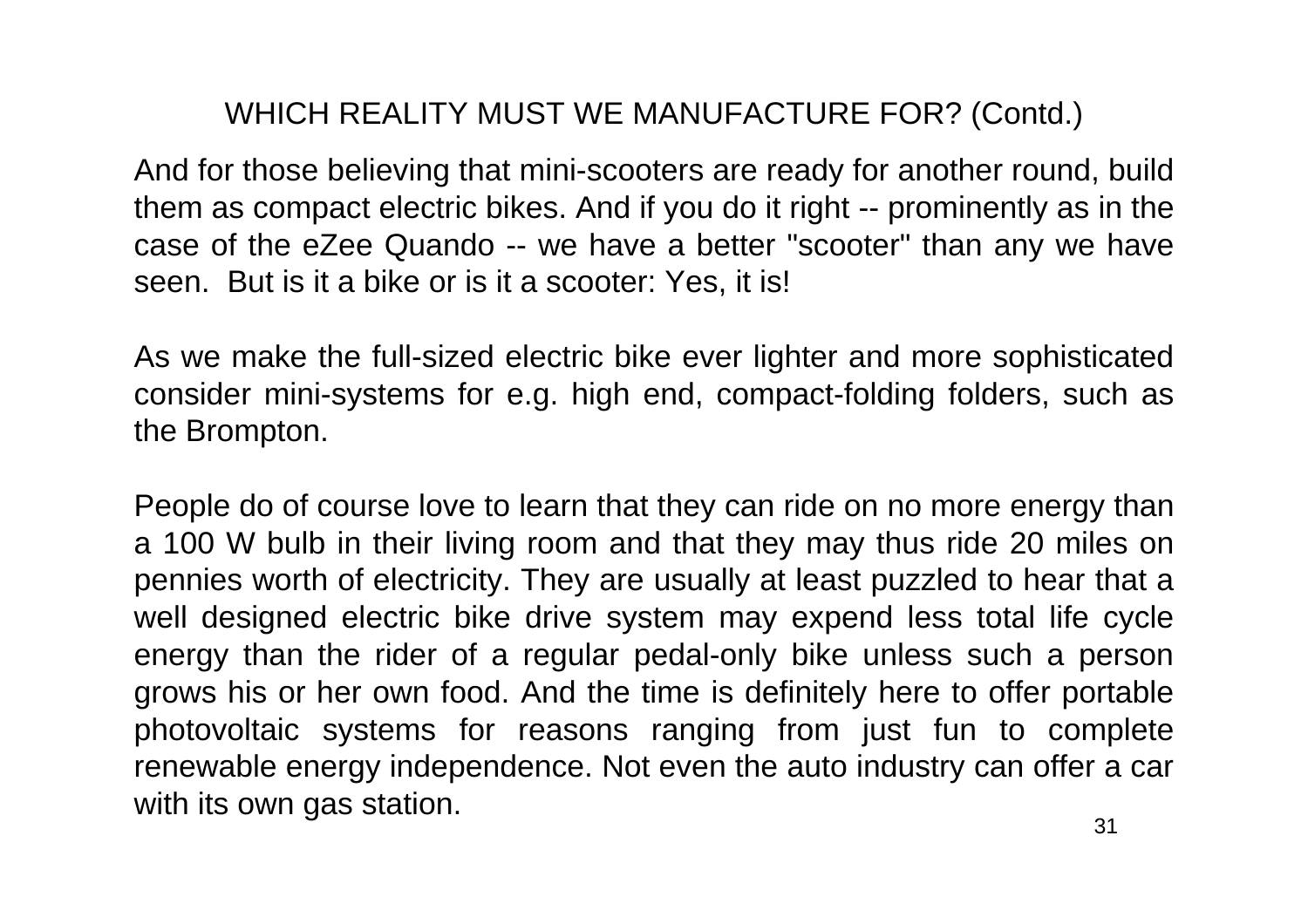## WHICH REALITY MUST WE MANUFACTURE FOR? (Contd.)

And for those believing that mini-scooters are ready for another round, build them as compact electric bikes. And if you do it right -- prominently as in the case of the eZee Quando -- we have a better "scooter" than any we have seen. But is it a bike or is it a scooter: Yes, it is!

As we make the full-sized electric bike ever lighter and more sophisticated consider mini-systems for e.g. high end, compact-folding folders, such as the Brompton.

People do of course love to learn that they can ride on no more energy than a 100 W bulb in their living room and that they may thus ride 20 miles on pennies worth of electricity. They are usually at least puzzled to hear that a well designed electric bike drive system may expend less total life cycle energy than the rider of a regular pedal-only bike unless such a person grows his or her own food. And the time is definitely here to offer portable photovoltaic systems for reasons ranging from just fun to complete renewable energy independence. Not even the auto industry can offer a car with its own gas station.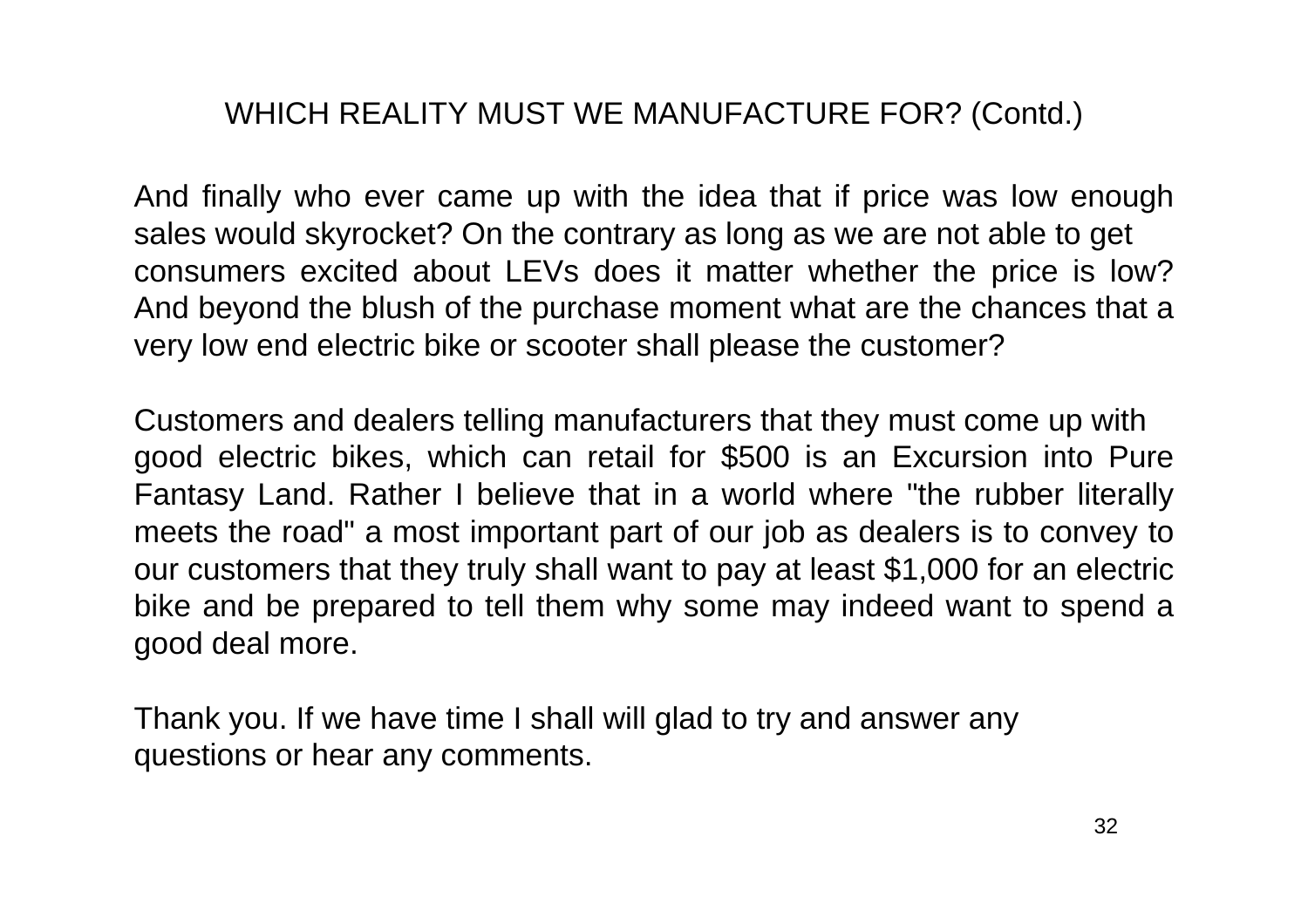## WHICH REALITY MUST WE MANUFACTURE FOR? (Contd.)

And finally who ever came up with the idea that if price was low enough sales would skyrocket? On the contrary as long as we are not able to get consumers excited about LEVs does it matter whether the price is low? And beyond the blush of the purchase moment what are the chances that a very low end electric bike or scooter shall please the customer?

Customers and dealers telling manufacturers that they must come up with good electric bikes, which can retail for $500 is an Excursion into Pure Fantasy Land. Rather I believe that in a world where "the rubber literally meets the road" a most important part of our job as dealers is to convey to our customers that they truly shall want to pay at least $1,000 for an electric bike and be prepared to tell them why some may indeed want to spend a good deal more.

Thank you. If we have time I shall will glad to try and answer any questions or hear any comments.